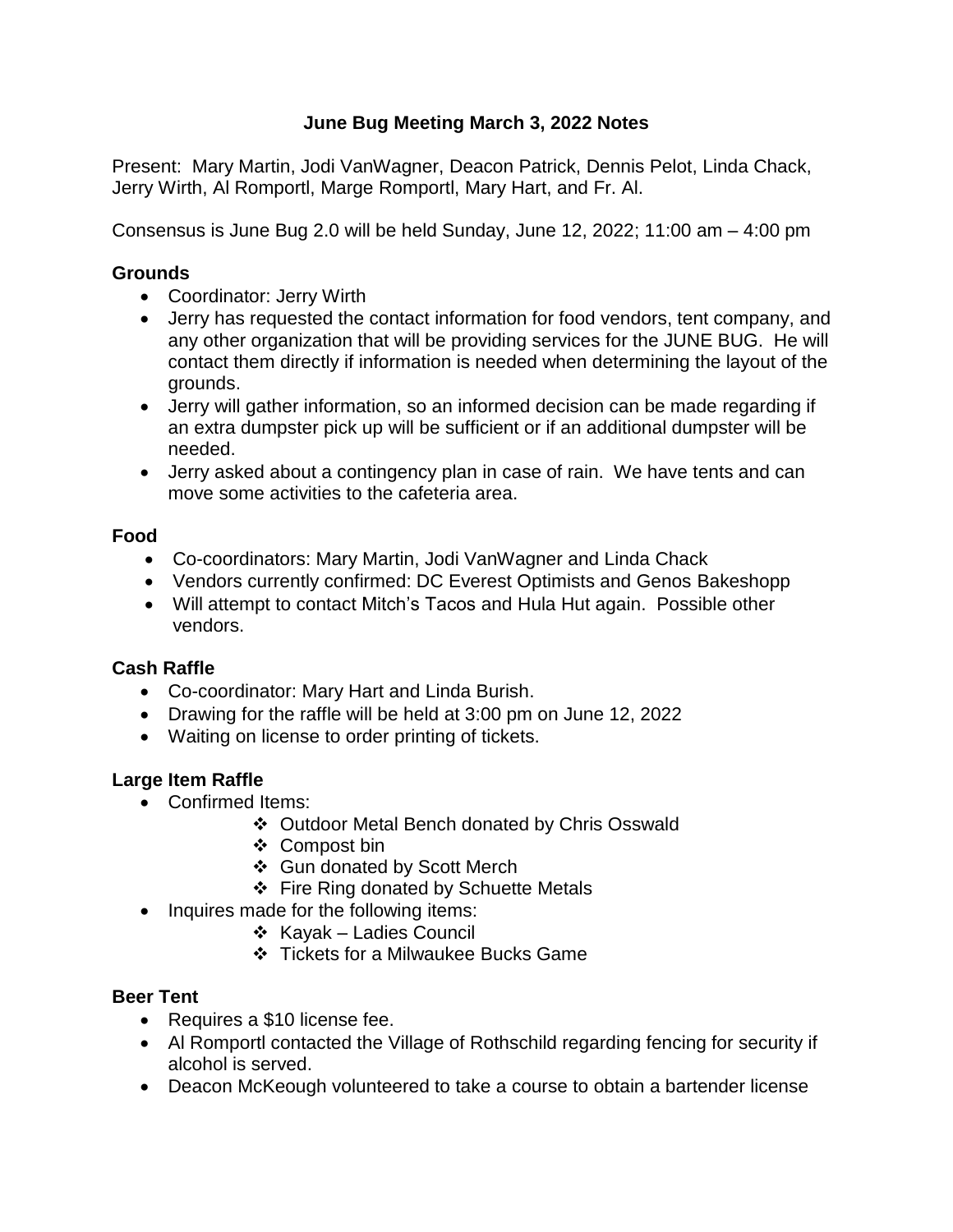# June Bug Meeting March 3, 2022 Notes

Present: Mary Martin, Jodi VanWagner, Deacon Patrick, Dennis Pelot, Linda Chack, Jerry Wirth, Al Romportl, Marge Romportl, Mary Hart, and Fr. Al.

Consensus is June Bug 2.0 will be held Sunday, June 12, 2022; 11:00 am – 4:00 pm

## Grounds

- Coordinator: Jerry Wirth
- Jerry has requested the contact information for food vendors, tent company, and any other organization that will be providing services for the JUNE BUG. He will contact them directly if information is needed when determining the layout of the grounds.
- Jerry will gather information, so an informed decision can be made regarding if an extra dumpster pick up will be sufficient or if an additional dumpster will be needed.
- Jerry asked about a contingency plan in case of rain. We have tents and can move some activities to the cafeteria area.

## Food

- Co-coordinators: Mary Martin, Jodi VanWagner and Linda Chack
- Vendors currently confirmed: DC Everest Optimists and Genos Bakeshopp
- Will attempt to contact Mitch's Tacos and Hula Hut again. Possible other vendors.

## Cash Raffle

- Co-coordinator: Mary Hart and Linda Burish.
- Drawing for the raffle will be held at 3:00 pm on June 12, 2022
- Waiting on license to order printing of tickets.

## Large Item Raffle

- Confirmed Items:
  - Outdoor Metal Bench donated by Chris Osswald
  - Compost bin
  - Gun donated by Scott Merch
  - Fire Ring donated by Schuette Metals
- Inquires made for the following items:
  - Kayak – Ladies Council
  - Tickets for a Milwaukee Bucks Game

## Beer Tent

- Requires a $10 license fee.
- Al Romportl contacted the Village of Rothschild regarding fencing for security if alcohol is served.
- Deacon McKeough volunteered to take a course to obtain a bartender license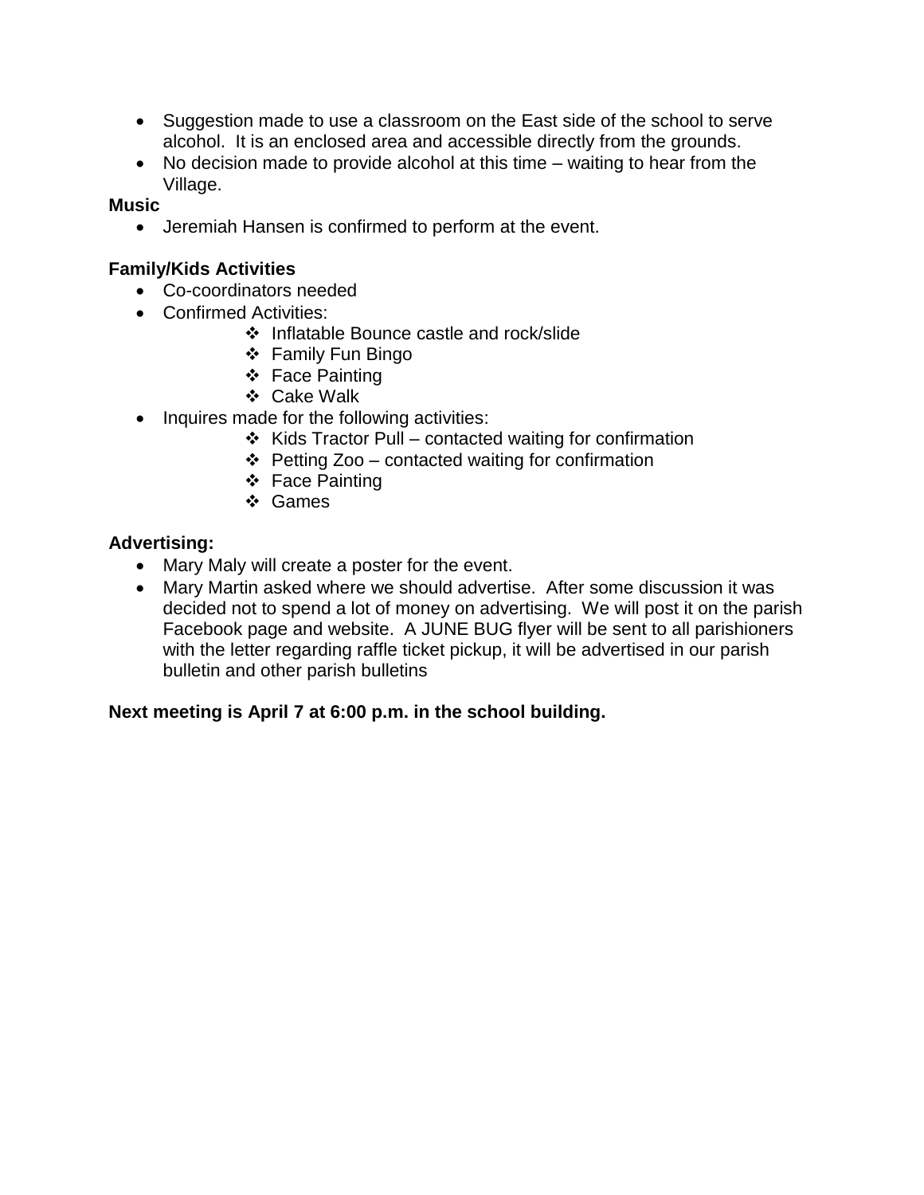- Suggestion made to use a classroom on the East side of the school to serve alcohol. It is an enclosed area and accessible directly from the grounds.
- No decision made to provide alcohol at this time – waiting to hear from the Village.

**Music**

- Jeremiah Hansen is confirmed to perform at the event.

**Family/Kids Activities**

- Co-coordinators needed
- Confirmed Activities:
    - Inflatable Bounce castle and rock/slide
    - Family Fun Bingo
    - Face Painting
    - Cake Walk
- Inquires made for the following activities:
    - Kids Tractor Pull – contacted waiting for confirmation
    - Petting Zoo – contacted waiting for confirmation
    - Face Painting
    - Games

**Advertising:**

- Mary Maly will create a poster for the event.
- Mary Martin asked where we should advertise. After some discussion it was decided not to spend a lot of money on advertising. We will post it on the parish Facebook page and website. A JUNE BUG flyer will be sent to all parishioners with the letter regarding raffle ticket pickup, it will be advertised in our parish bulletin and other parish bulletins

**Next meeting is April 7 at 6:00 p.m. in the school building.**